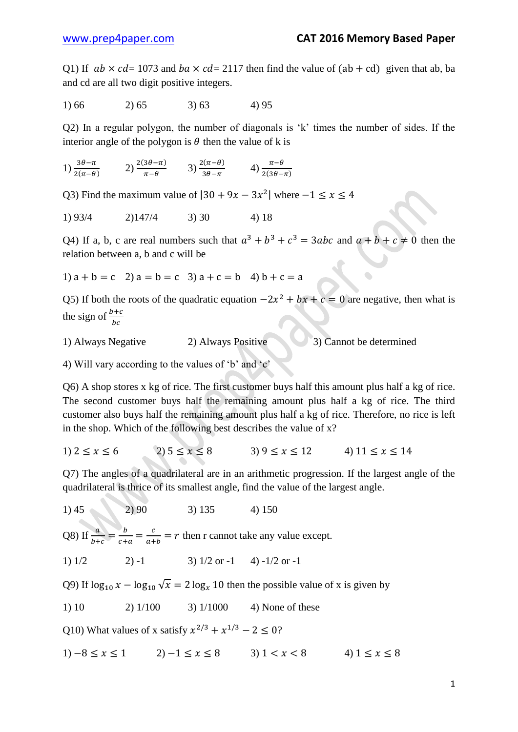Q1) If $ab \times cd = 1073$ and $ba \times cd = 2117$ then find the value of $(ab + cd)$ given that ab, ba and cd are all two digit positive integers.

1) 66 2) 65 3) 63 4) 95

Q2) In a regular polygon, the number of diagonals is 'k' times the number of sides. If the interior angle of the polygon is $\theta$ then the value of k is

1) $\frac{3\theta-\pi}{2(\pi-\theta)}$ 2) $\frac{2(3\theta-\pi)}{\pi-\theta}$ 3) $\frac{2(\pi-\theta)}{3\theta-\pi}$ 4) $\frac{\pi-\theta}{2(3\theta-\pi)}$

Q3) Find the maximum value of $|30 + 9x - 3x^2|$ where $-1 \leq x \leq 4$

1) 93/4 2) 147/4 3) 30 4) 18

Q4) If a, b, c are real numbers such that $a^3 + b^3 + c^3 = 3abc$ and $a + b + c \neq 0$ then the relation between a, b and c will be

1) $a + b = c$ 2) $a = b = c$ 3) $a + c = b$ 4) $b + c = a$

Q5) If both the roots of the quadratic equation $-2x^2 + bx + c = 0$ are negative, then what is the sign of $\frac{b+c}{bc}$

1) Always Negative 2) Always Positive 3) Cannot be determined

4) Will vary according to the values of 'b' and 'c'

Q6) A shop stores x kg of rice. The first customer buys half this amount plus half a kg of rice. The second customer buys half the remaining amount plus half a kg of rice. The third customer also buys half the remaining amount plus half a kg of rice. Therefore, no rice is left in the shop. Which of the following best describes the value of x?

1) $2 \leq x \leq 6$ 2) $5 \leq x \leq 8$ 3) $9 \leq x \leq 12$ 4) $11 \leq x \leq 14$

Q7) The angles of a quadrilateral are in an arithmetic progression. If the largest angle of the quadrilateral is thrice of its smallest angle, find the value of the largest angle.

1) 45 2) 90 3) 135 4) 150

Q8) If $\frac{a}{b+c} = \frac{b}{c+a} = \frac{c}{a+b} = r$ then r cannot take any value except.

1) 1/2 2) -1 3) 1/2 or -1 4) -1/2 or -1

Q9) If $\log_{10} x - \log_{10} \sqrt{x} = 2 \log_x 10$ then the possible value of x is given by

1) 10 2) 1/100 3) 1/1000 4) None of these

Q10) What values of x satisfy $x^{2/3} + x^{1/3} - 2 \leq 0$?

1) $-8 \leq x \leq 1$ 2) $-1 \leq x \leq 8$ 3) $1 < x < 8$ 4) $1 \leq x \leq 8$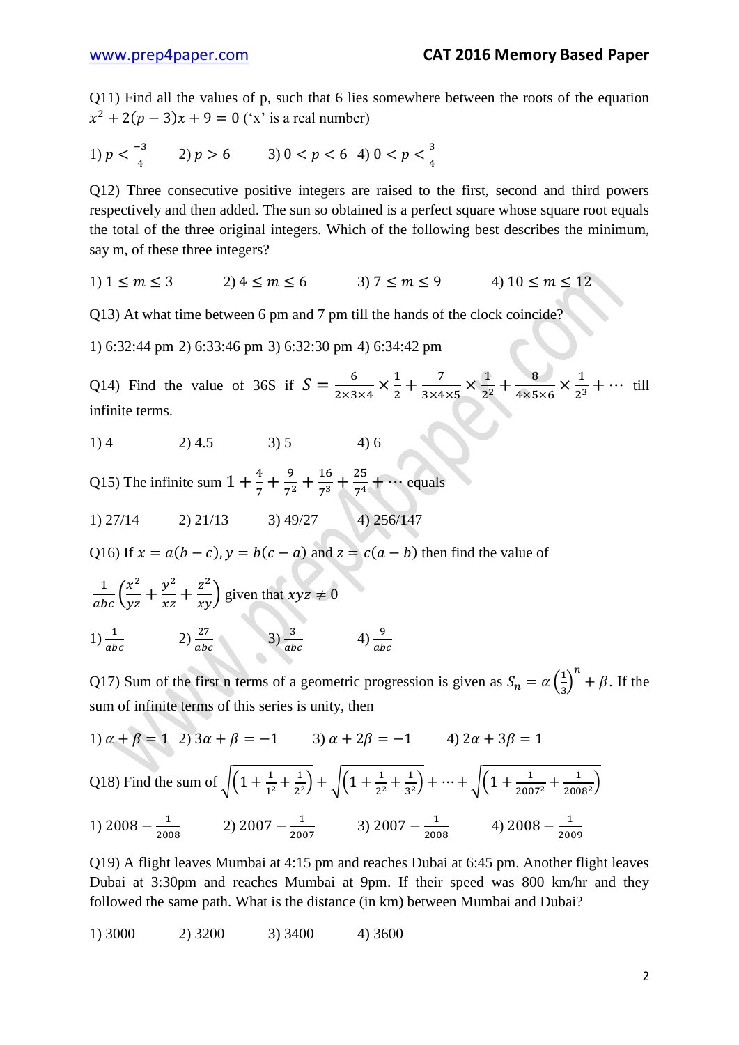Q11) Find all the values of p, such that 6 lies somewhere between the roots of the equation $x^2 + 2(p-3)x + 9 = 0$ ('x' is a real number)

1) $p < \frac{-3}{4}$ 2) $p > 6$ 3) $0 < p < 6$ 4) $0 < p < \frac{3}{4}$

Q12) Three consecutive positive integers are raised to the first, second and third powers respectively and then added. The sun so obtained is a perfect square whose square root equals the total of the three original integers. Which of the following best describes the minimum, say m, of these three integers?

1) $1 \le m \le 3$ 2) $4 \le m \le 6$ 3) $7 \le m \le 9$ 4) $10 \le m \le 12$

Q13) At what time between 6 pm and 7 pm till the hands of the clock coincide?

1) 6:32:44 pm 2) 6:33:46 pm 3) 6:32:30 pm 4) 6:34:42 pm

Q14) Find the value of 36S if $S = \frac{6}{2\times3\times4} \times \frac{1}{2} + \frac{7}{3\times4\times5} \times \frac{1}{2^2} + \frac{8}{4\times5\times6} \times \frac{1}{2^3} + \cdots$ till infinite terms.

1) 4 2) 4.5 3) 5 4) 6

Q15) The infinite sum $1 + \frac{4}{7} + \frac{9}{7^2} + \frac{16}{7^3} + \frac{25}{7^4} + \cdots$ equals

1) 27/14 2) 21/13 3) 49/27 4) 256/147

Q16) If $x = a(b-c), y = b(c-a)$ and $z = c(a-b)$ then find the value of

$\frac{1}{abc}\left(\frac{x^2}{yz} + \frac{y^2}{xz} + \frac{z^2}{xy}\right)$ given that $xyz \neq 0$

1) $\frac{1}{abc}$ 2) $\frac{27}{abc}$ 3) $\frac{3}{abc}$ 4) $\frac{9}{abc}$

Q17) Sum of the first n terms of a geometric progression is given as $S_n = \alpha\left(\frac{1}{3}\right)^n + \beta$. If the sum of infinite terms of this series is unity, then

1) $\alpha + \beta = 1$ 2) $3\alpha + \beta = -1$ 3) $\alpha + 2\beta = -1$ 4) $2\alpha + 3\beta = 1$

Q18) Find the sum of $\sqrt{\left(1 + \frac{1}{1^2} + \frac{1}{2^2}\right)} + \sqrt{\left(1 + \frac{1}{2^2} + \frac{1}{3^2}\right)} + \cdots + \sqrt{\left(1 + \frac{1}{2007^2} + \frac{1}{2008^2}\right)}$

1) $2008 - \frac{1}{2008}$ 2) $2007 - \frac{1}{2007}$ 3) $2007 - \frac{1}{2008}$ 4) $2008 - \frac{1}{2009}$

Q19) A flight leaves Mumbai at 4:15 pm and reaches Dubai at 6:45 pm. Another flight leaves Dubai at 3:30pm and reaches Mumbai at 9pm. If their speed was 800 km/hr and they followed the same path. What is the distance (in km) between Mumbai and Dubai?

1) 3000 2) 3200 3) 3400 4) 3600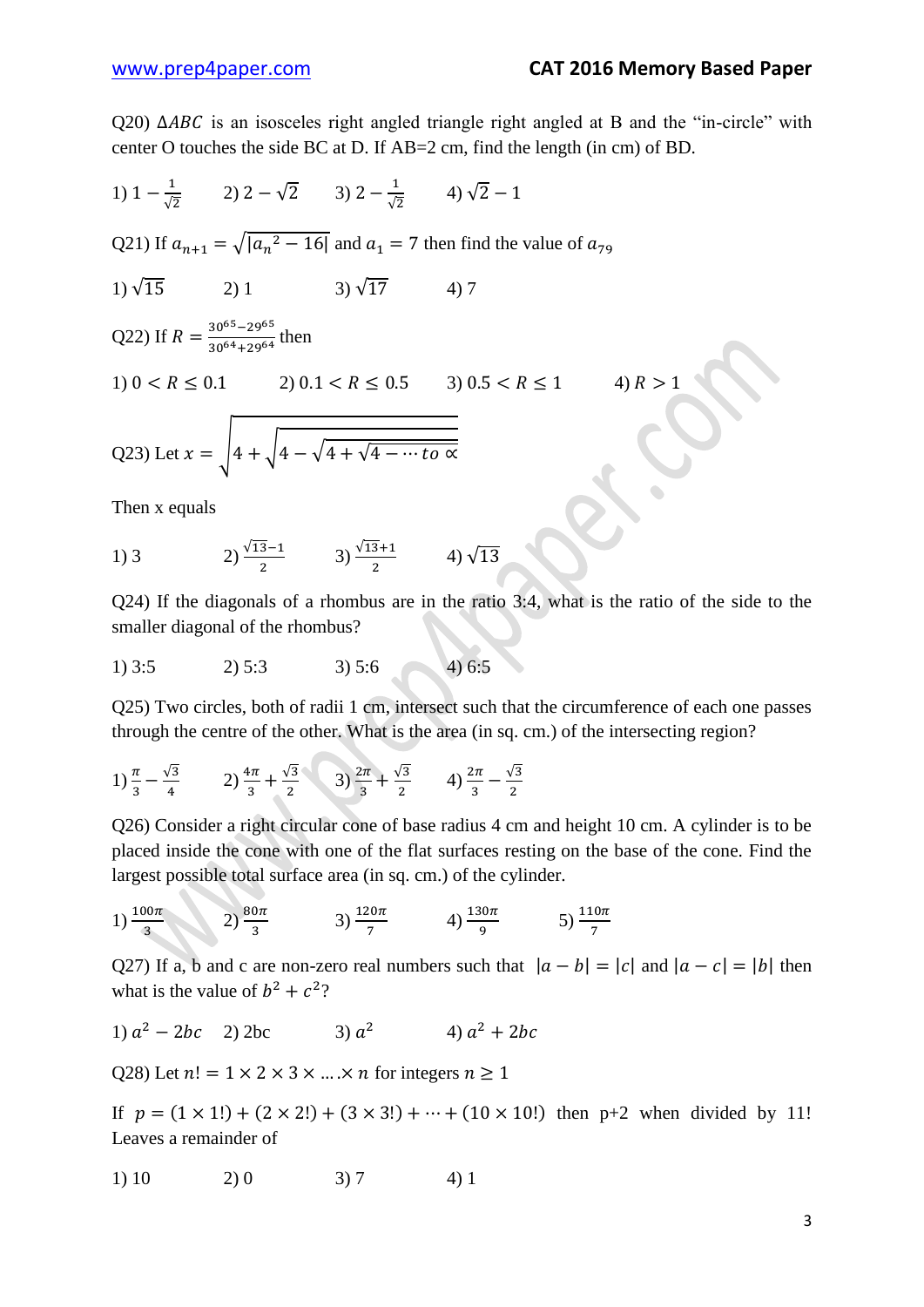Q20) $\Delta ABC$ is an isosceles right angled triangle right angled at B and the "in-circle" with center O touches the side BC at D. If AB=2 cm, find the length (in cm) of BD.

1) $1-\frac{1}{\sqrt{2}}$    2) $2-\sqrt{2}$    3) $2-\frac{1}{\sqrt{2}}$    4) $\sqrt{2}-1$

Q21) If $a_{n+1}=\sqrt{|a_n{}^2-16|}$ and $a_1=7$ then find the value of $a_{79}$

1) $\sqrt{15}$    2) 1    3) $\sqrt{17}$    4) 7

Q22) If $R=\frac{30^{65}-29^{65}}{30^{64}+29^{64}}$ then

1) $0<R\le 0.1$    2) $0.1<R\le 0.5$    3) $0.5<R\le 1$    4) $R>1$

Q23) Let $x=\sqrt{4+\sqrt{4-\sqrt{4+\sqrt{4-\cdots to\ \infty}}}}$

Then x equals

1) 3    2) $\frac{\sqrt{13}-1}{2}$    3) $\frac{\sqrt{13}+1}{2}$    4) $\sqrt{13}$

Q24) If the diagonals of a rhombus are in the ratio 3:4, what is the ratio of the side to the smaller diagonal of the rhombus?

1) 3:5    2) 5:3    3) 5:6    4) 6:5

Q25) Two circles, both of radii 1 cm, intersect such that the circumference of each one passes through the centre of the other. What is the area (in sq. cm.) of the intersecting region?

1) $\frac{\pi}{3}-\frac{\sqrt{3}}{4}$    2) $\frac{4\pi}{3}+\frac{\sqrt{3}}{2}$    3) $\frac{2\pi}{3}+\frac{\sqrt{3}}{2}$    4) $\frac{2\pi}{3}-\frac{\sqrt{3}}{2}$

Q26) Consider a right circular cone of base radius 4 cm and height 10 cm. A cylinder is to be placed inside the cone with one of the flat surfaces resting on the base of the cone. Find the largest possible total surface area (in sq. cm.) of the cylinder.

1) $\frac{100\pi}{3}$    2) $\frac{80\pi}{3}$    3) $\frac{120\pi}{7}$    4) $\frac{130\pi}{9}$    5) $\frac{110\pi}{7}$

Q27) If a, b and c are non-zero real numbers such that $|a-b|=|c|$ and $|a-c|=|b|$ then what is the value of $b^2+c^2$?

1) $a^2-2bc$    2) 2bc    3) $a^2$    4) $a^2+2bc$

Q28) Let $n!=1\times 2\times 3\times \ldots.\times n$ for integers $n\ge 1$

If $p=(1\times 1!)+(2\times 2!)+(3\times 3!)+\cdots+(10\times 10!)$ then p+2 when divided by 11! Leaves a remainder of

1) 10    2) 0    3) 7    4) 1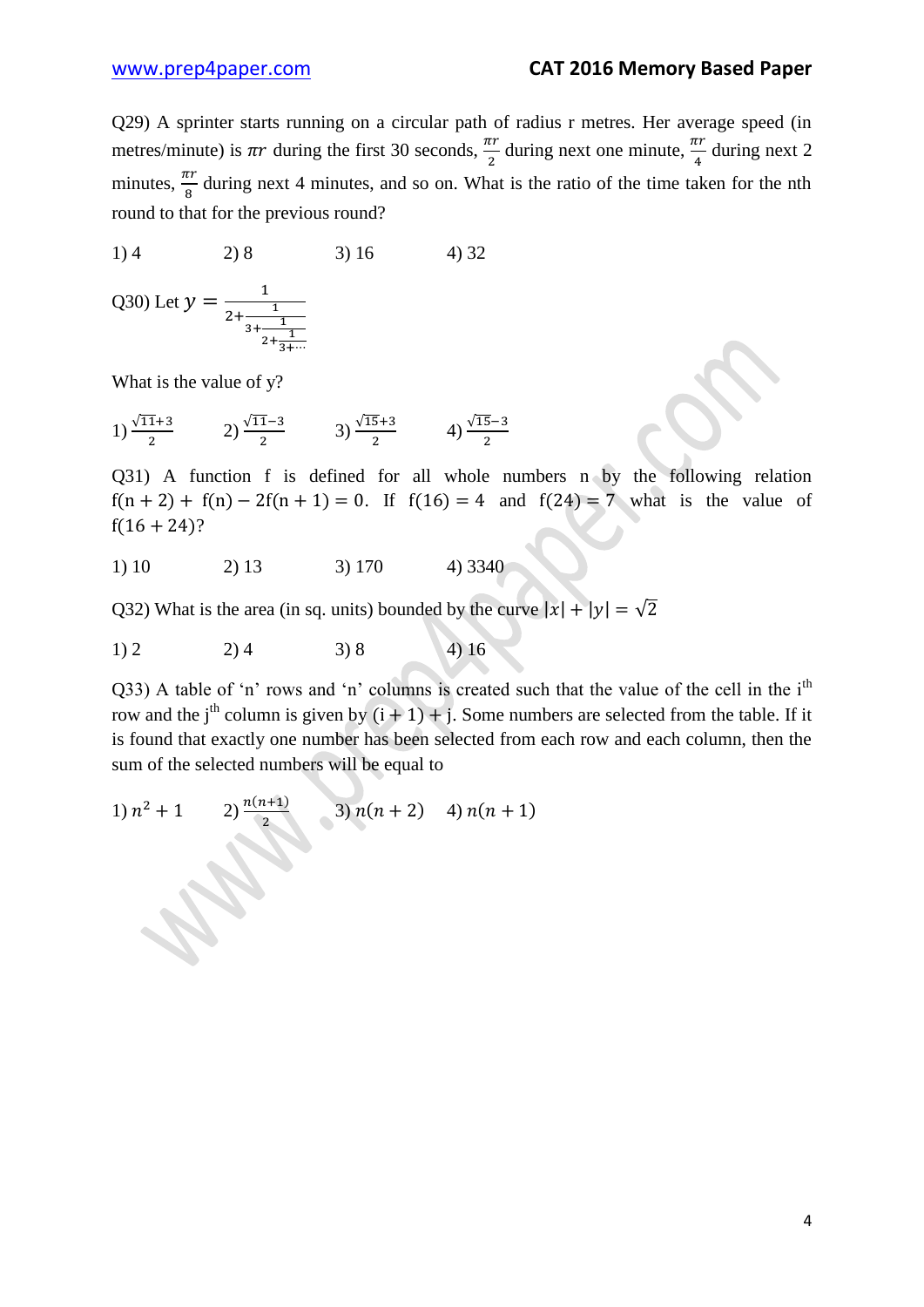Q29) A sprinter starts running on a circular path of radius r metres. Her average speed (in metres/minute) is $\pi r$ during the first 30 seconds, $\frac{\pi r}{2}$ during next one minute, $\frac{\pi r}{4}$ during next 2 minutes, $\frac{\pi r}{8}$ during next 4 minutes, and so on. What is the ratio of the time taken for the nth round to that for the previous round?

1) 4 2) 8 3) 16 4) 32

Q30) Let $y = \cfrac{1}{2+\cfrac{1}{3+\cfrac{1}{2+\cfrac{1}{3+\cdots}}}}$

What is the value of y?

1) $\frac{\sqrt{11}+3}{2}$ 2) $\frac{\sqrt{11}-3}{2}$ 3) $\frac{\sqrt{15}+3}{2}$ 4) $\frac{\sqrt{15}-3}{2}$

Q31) A function f is defined for all whole numbers n by the following relation $f(n+2) + f(n) - 2f(n+1) = 0$. If $f(16) = 4$ and $f(24) = 7$ what is the value of $f(16+24)$?

1) 10 2) 13 3) 170 4) 3340

Q32) What is the area (in sq. units) bounded by the curve $|x| + |y| = \sqrt{2}$

1) 2 2) 4 3) 8 4) 16

Q33) A table of 'n' rows and 'n' columns is created such that the value of the cell in the $i^{th}$ row and the $j^{th}$ column is given by $(i+1)+j$. Some numbers are selected from the table. If it is found that exactly one number has been selected from each row and each column, then the sum of the selected numbers will be equal to

1) $n^2+1$ 2) $\frac{n(n+1)}{2}$ 3) $n(n+2)$ 4) $n(n+1)$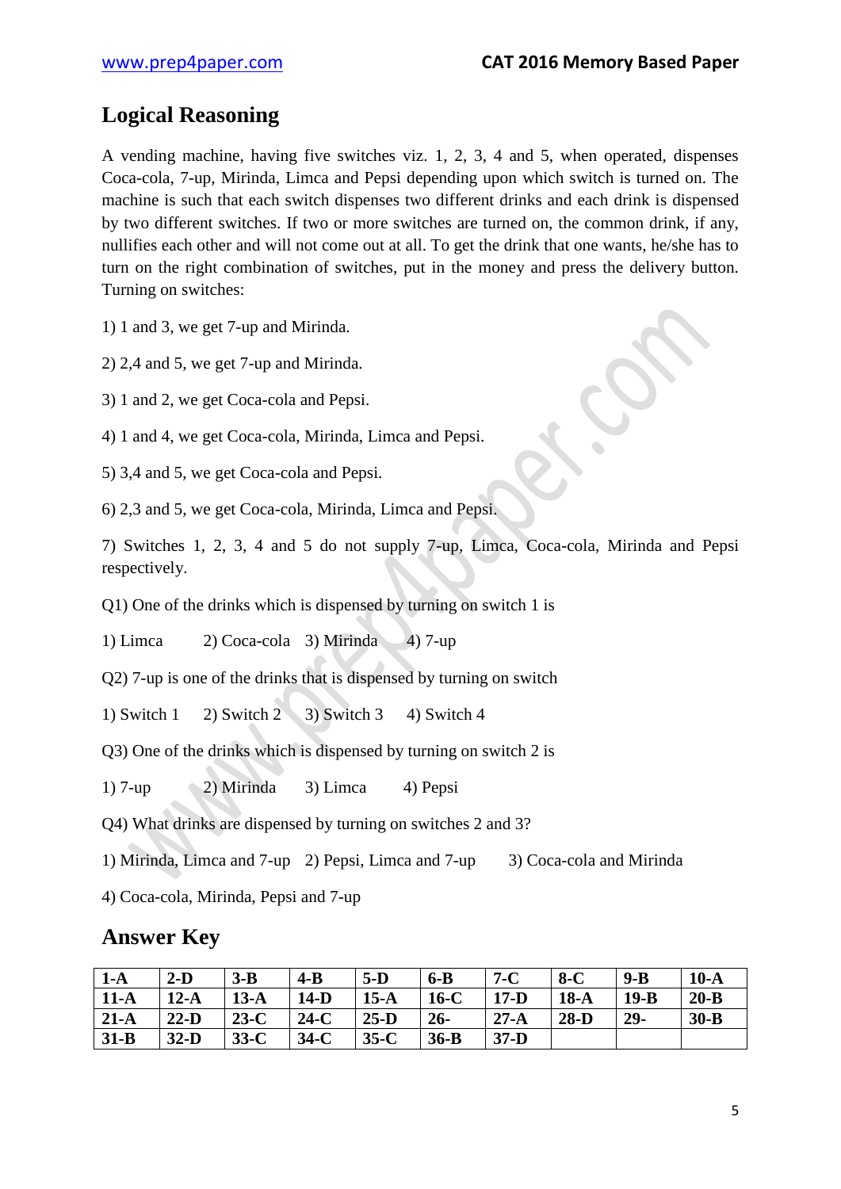## Logical Reasoning

A vending machine, having five switches viz. 1, 2, 3, 4 and 5, when operated, dispenses Coca-cola, 7-up, Mirinda, Limca and Pepsi depending upon which switch is turned on. The machine is such that each switch dispenses two different drinks and each drink is dispensed by two different switches. If two or more switches are turned on, the common drink, if any, nullifies each other and will not come out at all. To get the drink that one wants, he/she has to turn on the right combination of switches, put in the money and press the delivery button. Turning on switches:

1) 1 and 3, we get 7-up and Mirinda.

2) 2,4 and 5, we get 7-up and Mirinda.

3) 1 and 2, we get Coca-cola and Pepsi.

4) 1 and 4, we get Coca-cola, Mirinda, Limca and Pepsi.

5) 3,4 and 5, we get Coca-cola and Pepsi.

6) 2,3 and 5, we get Coca-cola, Mirinda, Limca and Pepsi.

7) Switches 1, 2, 3, 4 and 5 do not supply 7-up, Limca, Coca-cola, Mirinda and Pepsi respectively.

Q1) One of the drinks which is dispensed by turning on switch 1 is

1) Limca 2) Coca-cola 3) Mirinda 4) 7-up

Q2) 7-up is one of the drinks that is dispensed by turning on switch

1) Switch 1 2) Switch 2 3) Switch 3 4) Switch 4

Q3) One of the drinks which is dispensed by turning on switch 2 is

1) 7-up 2) Mirinda 3) Limca 4) Pepsi

Q4) What drinks are dispensed by turning on switches 2 and 3?

1) Mirinda, Limca and 7-up 2) Pepsi, Limca and 7-up 3) Coca-cola and Mirinda

4) Coca-cola, Mirinda, Pepsi and 7-up

## Answer Key

| | | | | | | | | | |
|---|---|---|---|---|---|---|---|---|---|
| **1-A** | **2-D** | **3-B** | **4-B** | **5-D** | **6-B** | **7-C** | **8-C** | **9-B** | **10-A** |
| **11-A** | **12-A** | **13-A** | **14-D** | **15-A** | **16-C** | **17-D** | **18-A** | **19-B** | **20-B** |
| **21-A** | **22-D** | **23-C** | **24-C** | **25-D** | **26-** | **27-A** | **28-D** | **29-** | **30-B** |
| **31-B** | **32-D** | **33-C** | **34-C** | **35-C** | **36-B** | **37-D** | | | |